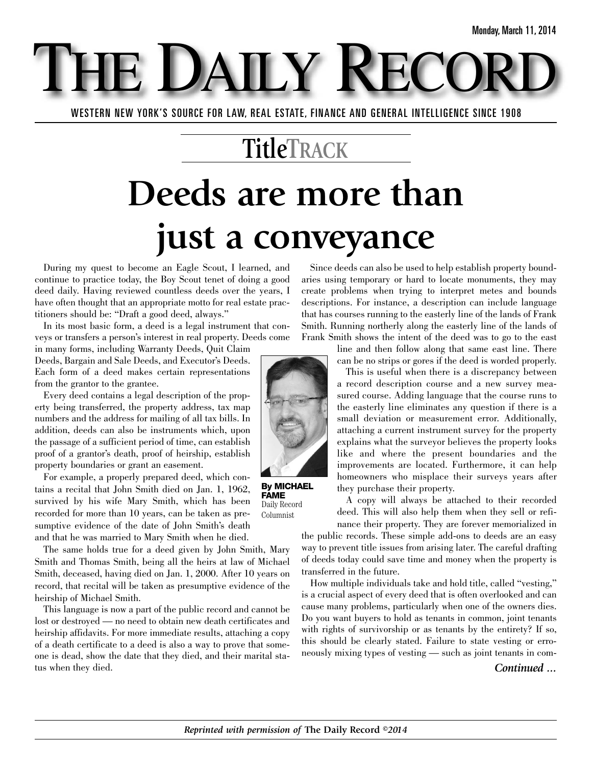Monday, March 11, 2014

# THE DAILY RECORD

WESTERN NEW YORK'S SOURCE FOR LAW, REAL ESTATE, FINANCE AND GENERAL INTELLIGENCE SINCE 1908

## TitleTRACK

# Deeds are more than just a conveyance

**By MICHAEL FAME**
Daily Record Columnist

During my quest to become an Eagle Scout, I learned, and continue to practice today, the Boy Scout tenet of doing a good deed daily. Having reviewed countless deeds over the years, I have often thought that an appropriate motto for real estate practitioners should be: "Draft a good deed, always."

In its most basic form, a deed is a legal instrument that conveys or transfers a person's interest in real property. Deeds come in many forms, including Warranty Deeds, Quit Claim Deeds, Bargain and Sale Deeds, and Executor's Deeds. Each form of a deed makes certain representations from the grantor to the grantee.

Every deed contains a legal description of the property being transferred, the property address, tax map numbers and the address for mailing of all tax bills. In addition, deeds can also be instruments which, upon the passage of a sufficient period of time, can establish proof of a grantor's death, proof of heirship, establish property boundaries or grant an easement.

For example, a properly prepared deed, which contains a recital that John Smith died on Jan. 1, 1962, survived by his wife Mary Smith, which has been recorded for more than 10 years, can be taken as presumptive evidence of the date of John Smith's death and that he was married to Mary Smith when he died.

The same holds true for a deed given by John Smith, Mary Smith and Thomas Smith, being all the heirs at law of Michael Smith, deceased, having died on Jan. 1, 2000. After 10 years on record, that recital will be taken as presumptive evidence of the heirship of Michael Smith.

This language is now a part of the public record and cannot be lost or destroyed — no need to obtain new death certificates and heirship affidavits. For more immediate results, attaching a copy of a death certificate to a deed is also a way to prove that someone is dead, show the date that they died, and their marital status when they died.

Since deeds can also be used to help establish property boundaries using temporary or hard to locate monuments, they may create problems when trying to interpret metes and bounds descriptions. For instance, a description can include language that has courses running to the easterly line of the lands of Frank Smith. Running northerly along the easterly line of the lands of Frank Smith shows the intent of the deed was to go to the east line and then follow along that same east line. There can be no strips or gores if the deed is worded properly.

This is useful when there is a discrepancy between a record description course and a new survey measured course. Adding language that the course runs to the easterly line eliminates any question if there is a small deviation or measurement error. Additionally, attaching a current instrument survey for the property explains what the surveyor believes the property looks like and where the present boundaries and the improvements are located. Furthermore, it can help homeowners who misplace their surveys years after they purchase their property.

A copy will always be attached to their recorded deed. This will also help them when they sell or refinance their property. They are forever memorialized in the public records. These simple add-ons to deeds are an easy way to prevent title issues from arising later. The careful drafting of deeds today could save time and money when the property is transferred in the future.

How multiple individuals take and hold title, called "vesting," is a crucial aspect of every deed that is often overlooked and can cause many problems, particularly when one of the owners dies. Do you want buyers to hold as tenants in common, joint tenants with rights of survivorship or as tenants by the entirety? If so, this should be clearly stated. Failure to state vesting or erroneously mixing types of vesting — such as joint tenants in com-

*Continued ...*

*Reprinted with permission of* **The Daily Record** *©2014*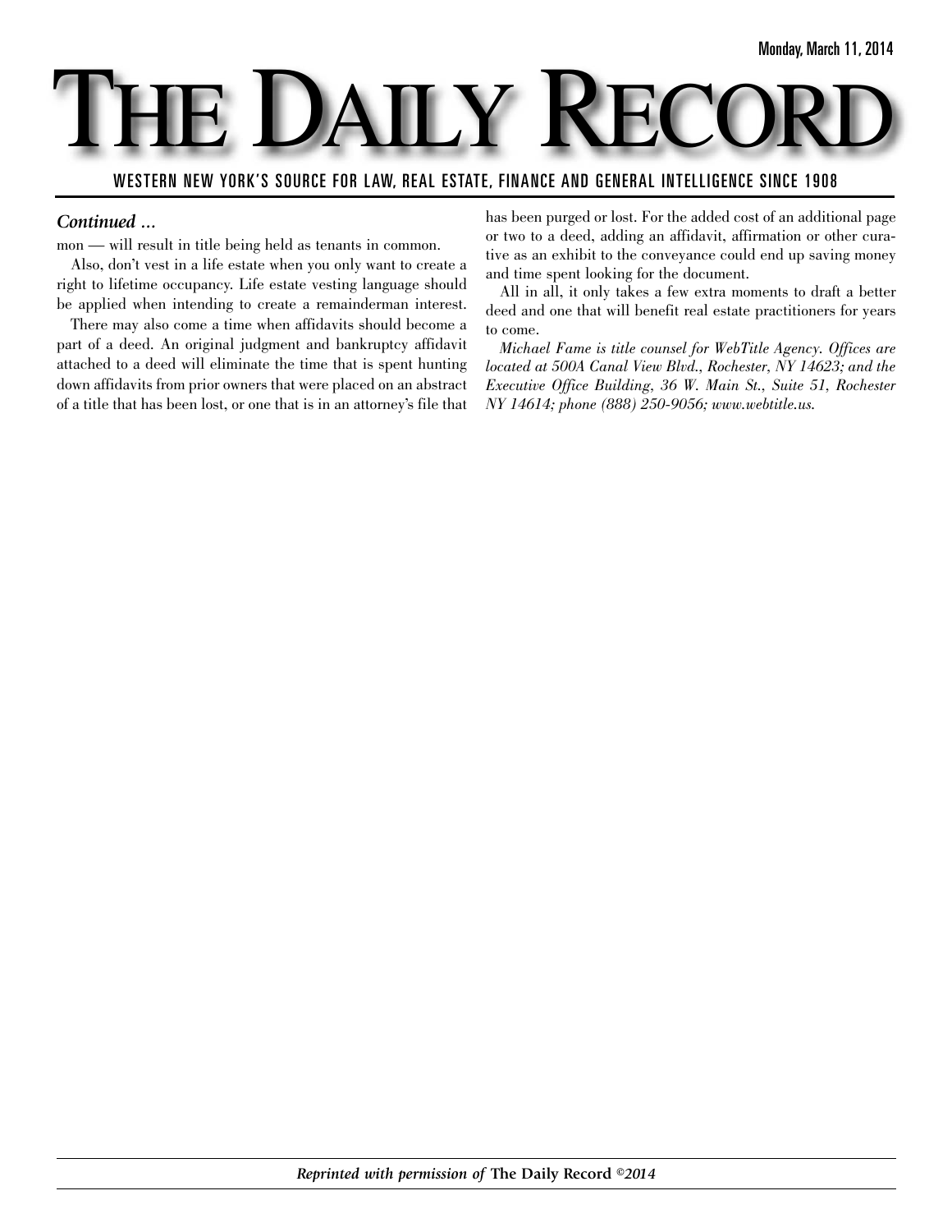*Continued ...*

mon — will result in title being held as tenants in common.

Also, don't vest in a life estate when you only want to create a right to lifetime occupancy. Life estate vesting language should be applied when intending to create a remainderman interest.

There may also come a time when affidavits should become a part of a deed. An original judgment and bankruptcy affidavit attached to a deed will eliminate the time that is spent hunting down affidavits from prior owners that were placed on an abstract of a title that has been lost, or one that is in an attorney's file that has been purged or lost. For the added cost of an additional page or two to a deed, adding an affidavit, affirmation or other curative as an exhibit to the conveyance could end up saving money and time spent looking for the document.

All in all, it only takes a few extra moments to draft a better deed and one that will benefit real estate practitioners for years to come.

*Michael Fame is title counsel for WebTitle Agency. Offices are located at 500A Canal View Blvd., Rochester, NY 14623; and the Executive Office Building, 36 W. Main St., Suite 51, Rochester NY 14614; phone (888) 250-9056; www.webtitle.us.*

*Reprinted with permission of* **The Daily Record** *©2014*